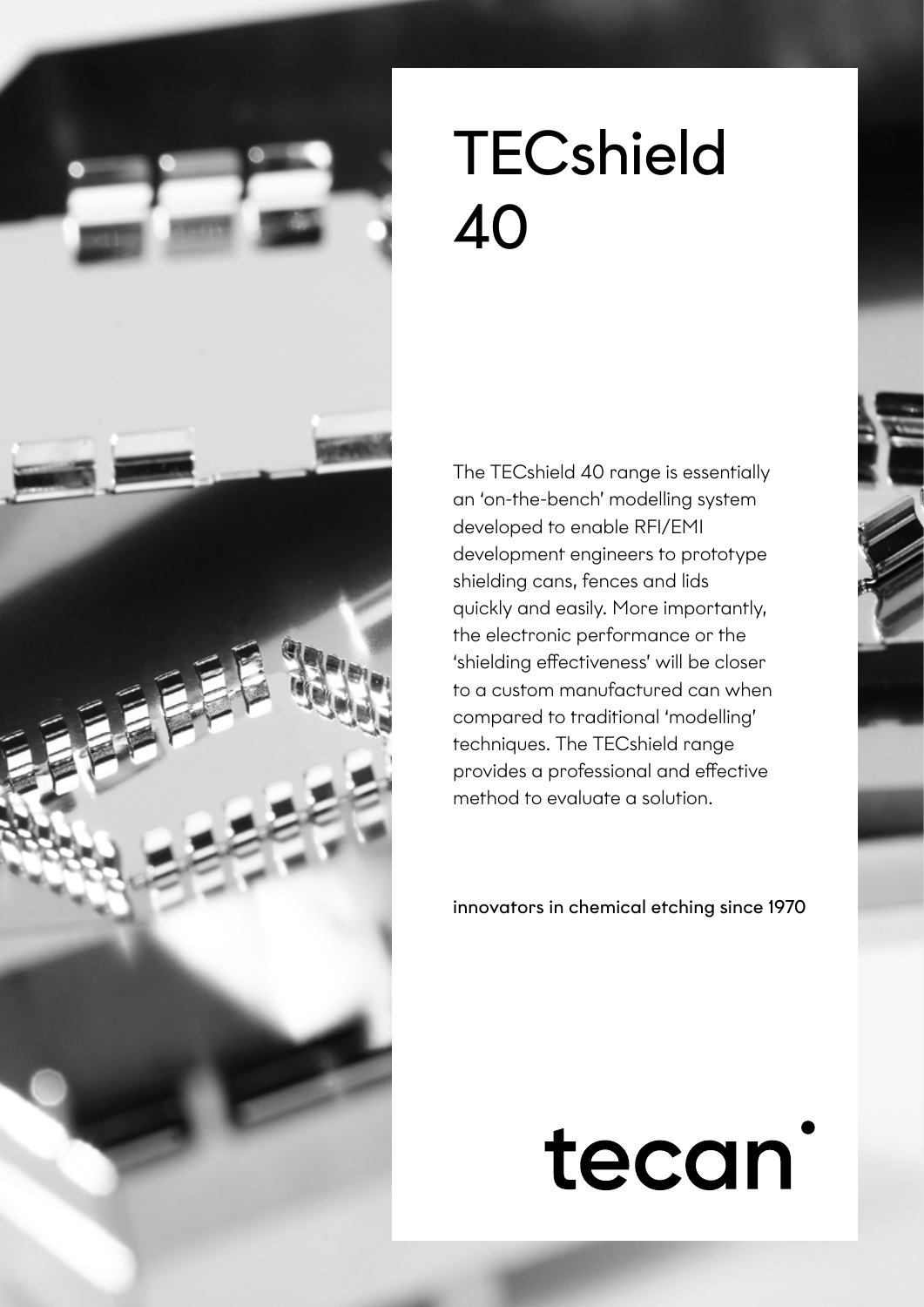# TECshield 40

The TECshield 40 range is essentially an 'on-the-bench' modelling system developed to enable RFI/EMI development engineers to prototype shielding cans, fences and lids quickly and easily. More importantly, the electronic performance or the 'shielding effectiveness' will be closer to a custom manufactured can when compared to traditional 'modelling' techniques. The TECshield range provides a professional and effective method to evaluate a solution.

innovators in chemical etching since 1970

tecan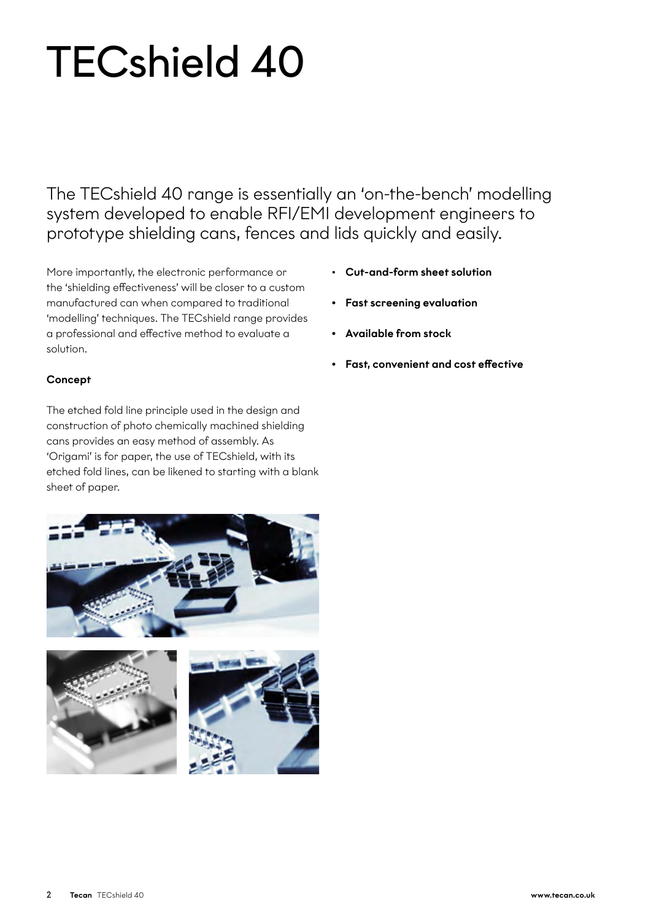# TECshield 40

## The TECshield 40 range is essentially an 'on-the-bench' modelling system developed to enable RFI/EMI development engineers to prototype shielding cans, fences and lids quickly and easily.

More importantly, the electronic performance or the 'shielding effectiveness' will be closer to a custom manufactured can when compared to traditional 'modelling' techniques. The TECshield range provides a professional and effective method to evaluate a solution.

**Concept**

The etched fold line principle used in the design and construction of photo chemically machined shielding cans provides an easy method of assembly. As 'Origami' is for paper, the use of TECshield, with its etched fold lines, can be likened to starting with a blank sheet of paper.

- **Cut-and-form sheet solution**
- **Fast screening evaluation**
- **Available from stock**
- **Fast, convenient and cost effective**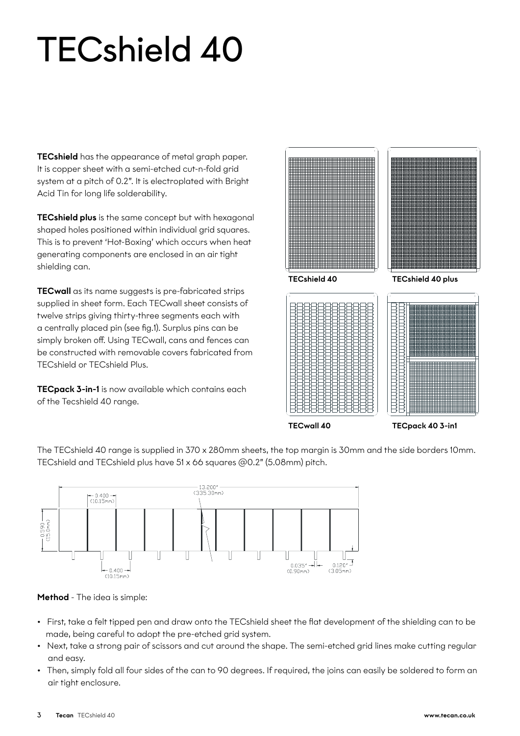# TECshield 40

**TECshield** has the appearance of metal graph paper. It is copper sheet with a semi-etched cut-n-fold grid system at a pitch of 0.2". It is electroplated with Bright Acid Tin for long life solderability.

**TECshield plus** is the same concept but with hexagonal shaped holes positioned within individual grid squares. This is to prevent 'Hot-Boxing' which occurs when heat generating components are enclosed in an air tight shielding can.

**TECwall** as its name suggests is pre-fabricated strips supplied in sheet form. Each TECwall sheet consists of twelve strips giving thirty-three segments each with a centrally placed pin (see fig.1). Surplus pins can be simply broken off. Using TECwall, cans and fences can be constructed with removable covers fabricated from TECshield or TECshield Plus.

**TECpack 3-in-1** is now available which contains each of the Tecshield 40 range.

**TECshield 40**

**TECshield 40 plus**

**TECwall 40**

**TECpack 40 3-in1**

The TECshield 40 range is supplied in 370 x 280mm sheets, the top margin is 30mm and the side borders 10mm. TECshield and TECshield plus have 51 x 66 squares @0.2" (5.08mm) pitch.

13.200" (335.30mm)

0.400 (10.15mm)

0.590 (15.0mm)

0.400 (10.15mm)

0.035" (0.90mm)

0.120" (3.05mm)

**Method** - The idea is simple:

- First, take a felt tipped pen and draw onto the TECshield sheet the flat development of the shielding can to be made, being careful to adopt the pre-etched grid system.
- Next, take a strong pair of scissors and cut around the shape. The semi-etched grid lines make cutting regular and easy.
- Then, simply fold all four sides of the can to 90 degrees. If required, the joins can easily be soldered to form an air tight enclosure.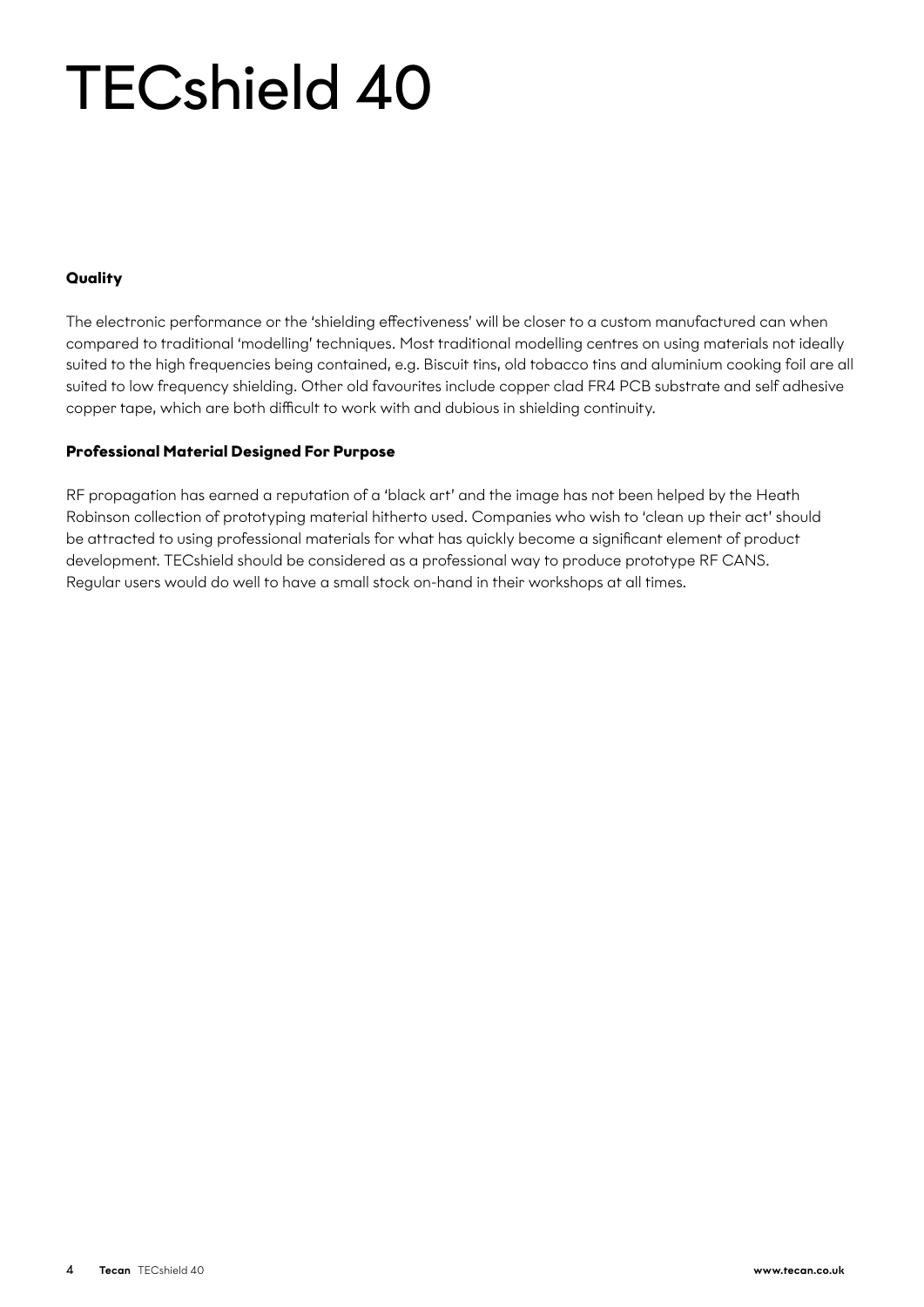# TECshield 40

### Quality

The electronic performance or the 'shielding effectiveness' will be closer to a custom manufactured can when compared to traditional 'modelling' techniques. Most traditional modelling centres on using materials not ideally suited to the high frequencies being contained, e.g. Biscuit tins, old tobacco tins and aluminium cooking foil are all suited to low frequency shielding. Other old favourites include copper clad FR4 PCB substrate and self adhesive copper tape, which are both difficult to work with and dubious in shielding continuity.

### Professional Material Designed For Purpose

RF propagation has earned a reputation of a 'black art' and the image has not been helped by the Heath Robinson collection of prototyping material hitherto used. Companies who wish to 'clean up their act' should be attracted to using professional materials for what has quickly become a significant element of product development. TECshield should be considered as a professional way to produce prototype RF CANS. Regular users would do well to have a small stock on-hand in their workshops at all times.